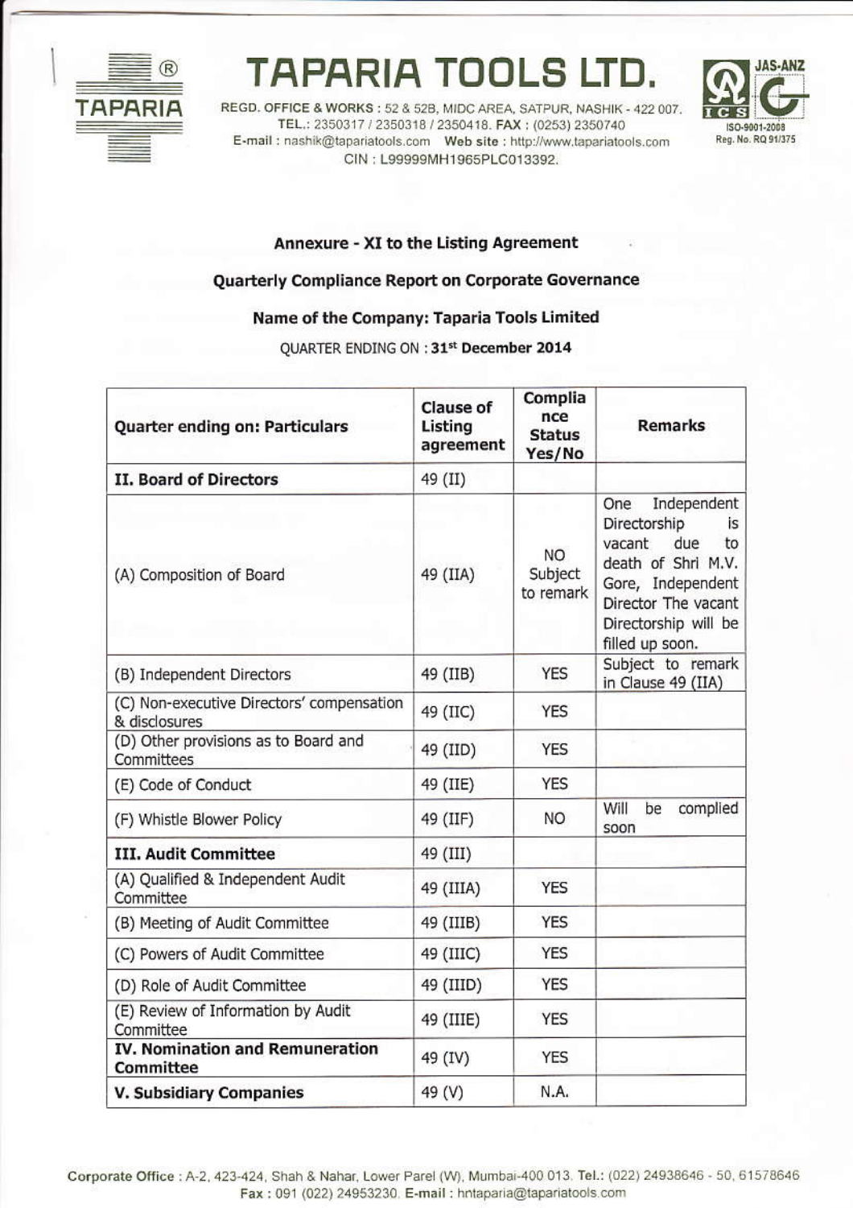# TAPARIA TOOLS LTD.

REGD. OFFICE & WORKS : 52 & 52B, MIDC AREA, SATPUR, NASHIK - 422 007.
TEL.: 2350317 / 2350318 / 2350418. FAX : (0253) 2350740
E-mail : nashik@tapariatools.com Web site : http://www.tapariatools.com
CIN : L99999MH1965PLC013392.

JAS-ANZ ISO-9001-2008 Reg. No. RQ 91/375

**Annexure - XI to the Listing Agreement**

**Quarterly Compliance Report on Corporate Governance**

**Name of the Company: Taparia Tools Limited**

QUARTER ENDING ON : **31st December 2014**

| Quarter ending on: Particulars | Clause of Listing agreement | Compliance Status Yes/No | Remarks |
|---|---|---|---|
| **II. Board of Directors** | 49 (II) | | |
| (A) Composition of Board | 49 (IIA) | NO Subject to remark | One Independent Directorship is vacant due to death of Shri M.V. Gore, Independent Director The vacant Directorship will be filled up soon. |
| (B) Independent Directors | 49 (IIB) | YES | Subject to remark in Clause 49 (IIA) |
| (C) Non-executive Directors' compensation & disclosures | 49 (IIC) | YES | |
| (D) Other provisions as to Board and Committees | 49 (IID) | YES | |
| (E) Code of Conduct | 49 (IIE) | YES | |
| (F) Whistle Blower Policy | 49 (IIF) | NO | Will be complied soon |
| **III. Audit Committee** | 49 (III) | | |
| (A) Qualified & Independent Audit Committee | 49 (IIIA) | YES | |
| (B) Meeting of Audit Committee | 49 (IIIB) | YES | |
| (C) Powers of Audit Committee | 49 (IIIC) | YES | |
| (D) Role of Audit Committee | 49 (IIID) | YES | |
| (E) Review of Information by Audit Committee | 49 (IIIE) | YES | |
| **IV. Nomination and Remuneration Committee** | 49 (IV) | YES | |
| **V. Subsidiary Companies** | 49 (V) | N.A. | |

Corporate Office : A-2, 423-424, Shah & Nahar, Lower Parel (W), Mumbai-400 013. Tel.: (022) 24938646 - 50, 61578646
Fax : 091 (022) 24953230. E-mail : hntaparia@tapariatools.com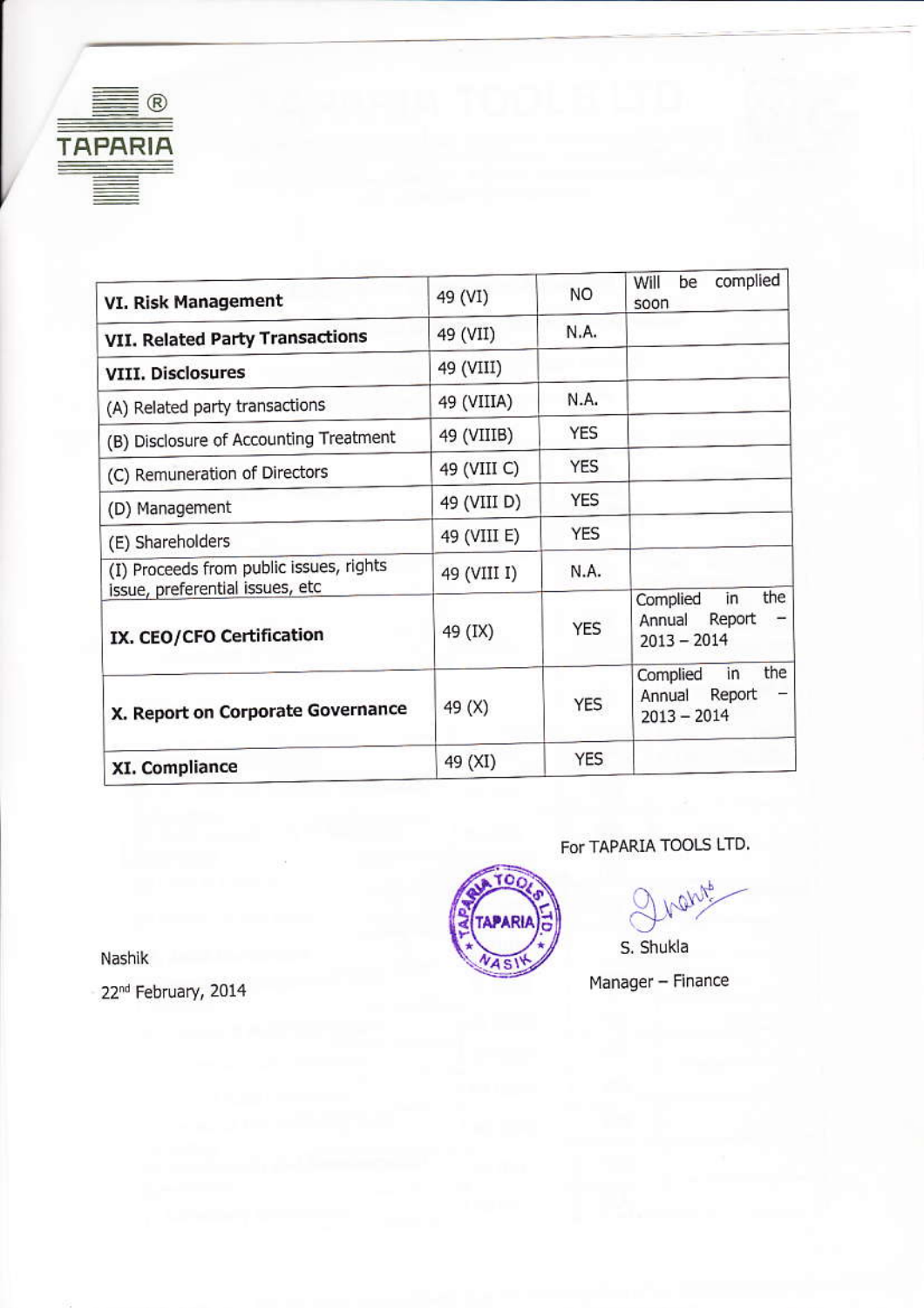| | | | |
|---|---|---|---|
| **VI. Risk Management** | 49 (VI) | NO | Will be complied soon |
| **VII. Related Party Transactions** | 49 (VII) | N.A. | |
| **VIII. Disclosures** | 49 (VIII) | | |
| (A) Related party transactions | 49 (VIIIA) | N.A. | |
| (B) Disclosure of Accounting Treatment | 49 (VIIIB) | YES | |
| (C) Remuneration of Directors | 49 (VIII C) | YES | |
| (D) Management | 49 (VIII D) | YES | |
| (E) Shareholders | 49 (VIII E) | YES | |
| (I) Proceeds from public issues, rights issue, preferential issues, etc | 49 (VIII I) | N.A. | |
| **IX. CEO/CFO Certification** | 49 (IX) | YES | Complied in the Annual Report – 2013 – 2014 |
| **X. Report on Corporate Governance** | 49 (X) | YES | Complied in the Annual Report – 2013 – 2014 |
| **XI. Compliance** | 49 (XI) | YES | |

For TAPARIA TOOLS LTD.

S. Shukla

Manager – Finance

Nashik

22nd February, 2014